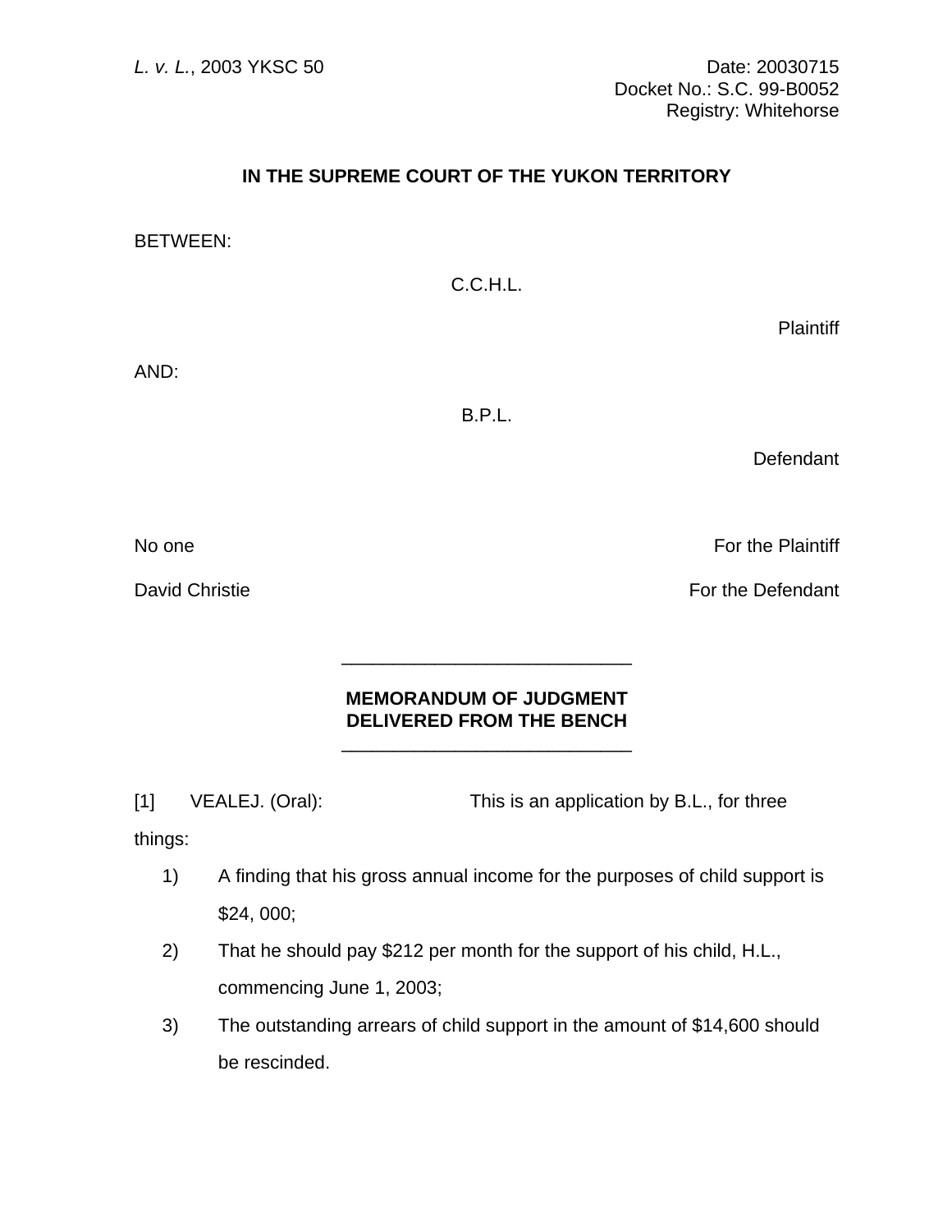*L. v. L.*, 2003 YKSC 50

Date: 20030715
Docket No.: S.C. 99-B0052
Registry: Whitehorse

**IN THE SUPREME COURT OF THE YUKON TERRITORY**

BETWEEN:

C.C.H.L.

Plaintiff

AND:

B.P.L.

Defendant

No one — For the Plaintiff

David Christie — For the Defendant

---

**MEMORANDUM OF JUDGMENT DELIVERED FROM THE BENCH**

---

[1] VEALEJ. (Oral): This is an application by B.L., for three things:

1) A finding that his gross annual income for the purposes of child support is $24, 000;
2) That he should pay $212 per month for the support of his child, H.L., commencing June 1, 2003;
3) The outstanding arrears of child support in the amount of $14,600 should be rescinded.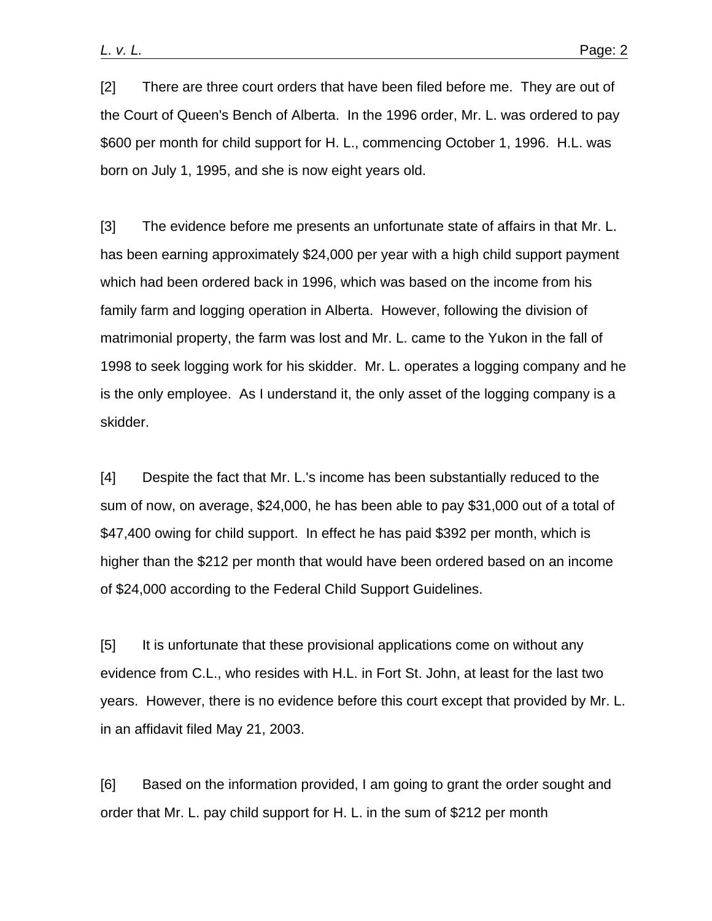[2] There are three court orders that have been filed before me. They are out of the Court of Queen's Bench of Alberta. In the 1996 order, Mr. L. was ordered to pay $600 per month for child support for H. L., commencing October 1, 1996. H.L. was born on July 1, 1995, and she is now eight years old.

[3] The evidence before me presents an unfortunate state of affairs in that Mr. L. has been earning approximately $24,000 per year with a high child support payment which had been ordered back in 1996, which was based on the income from his family farm and logging operation in Alberta. However, following the division of matrimonial property, the farm was lost and Mr. L. came to the Yukon in the fall of 1998 to seek logging work for his skidder. Mr. L. operates a logging company and he is the only employee. As I understand it, the only asset of the logging company is a skidder.

[4] Despite the fact that Mr. L.'s income has been substantially reduced to the sum of now, on average, $24,000, he has been able to pay $31,000 out of a total of $47,400 owing for child support. In effect he has paid $392 per month, which is higher than the $212 per month that would have been ordered based on an income of $24,000 according to the Federal Child Support Guidelines.

[5] It is unfortunate that these provisional applications come on without any evidence from C.L., who resides with H.L. in Fort St. John, at least for the last two years. However, there is no evidence before this court except that provided by Mr. L. in an affidavit filed May 21, 2003.

[6] Based on the information provided, I am going to grant the order sought and order that Mr. L. pay child support for H. L. in the sum of $212 per month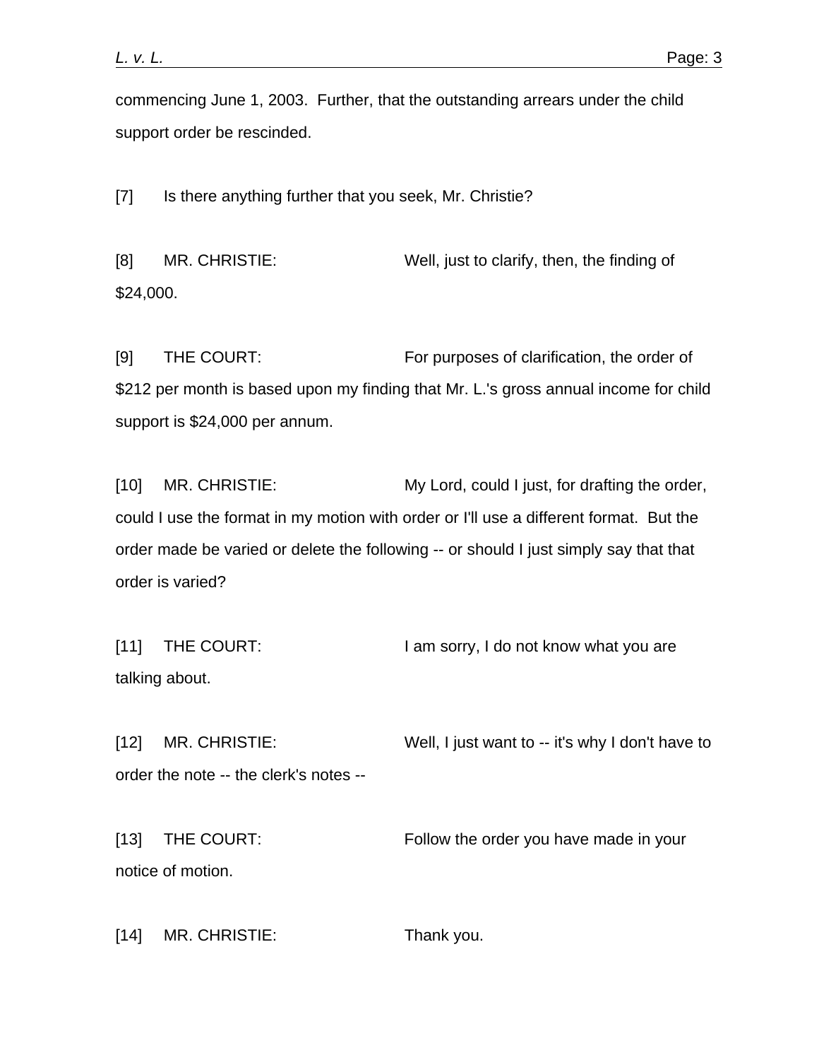commencing June 1, 2003. Further, that the outstanding arrears under the child support order be rescinded.

[7] Is there anything further that you seek, Mr. Christie?

[8] MR. CHRISTIE: Well, just to clarify, then, the finding of $24,000.

[9] THE COURT: For purposes of clarification, the order of $212 per month is based upon my finding that Mr. L.'s gross annual income for child support is $24,000 per annum.

[10] MR. CHRISTIE: My Lord, could I just, for drafting the order, could I use the format in my motion with order or I'll use a different format. But the order made be varied or delete the following -- or should I just simply say that that order is varied?

[11] THE COURT: I am sorry, I do not know what you are talking about.

[12] MR. CHRISTIE: Well, I just want to -- it's why I don't have to order the note -- the clerk's notes --

[13] THE COURT: Follow the order you have made in your notice of motion.

[14] MR. CHRISTIE: Thank you.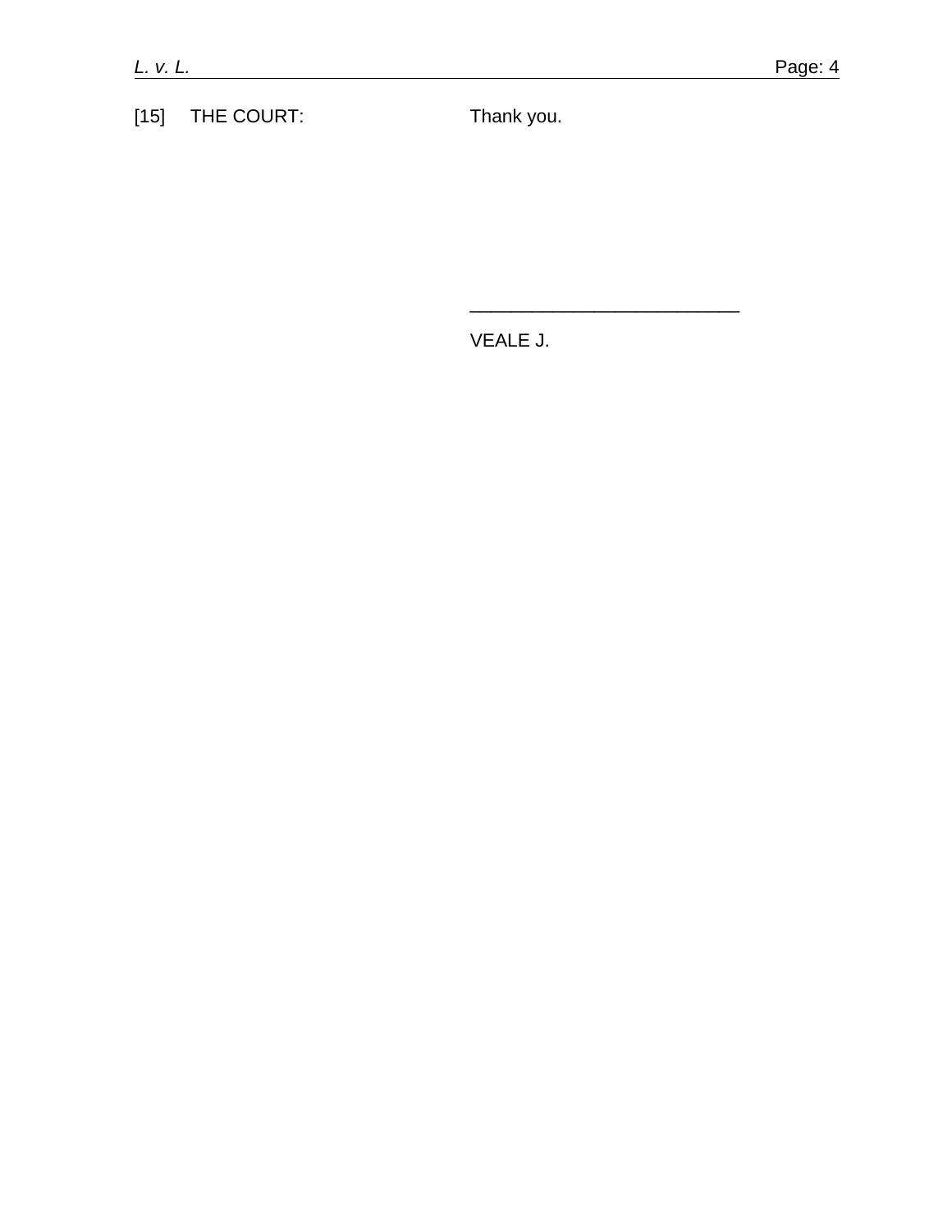[15] THE COURT: Thank you.

___________________________

VEALE J.